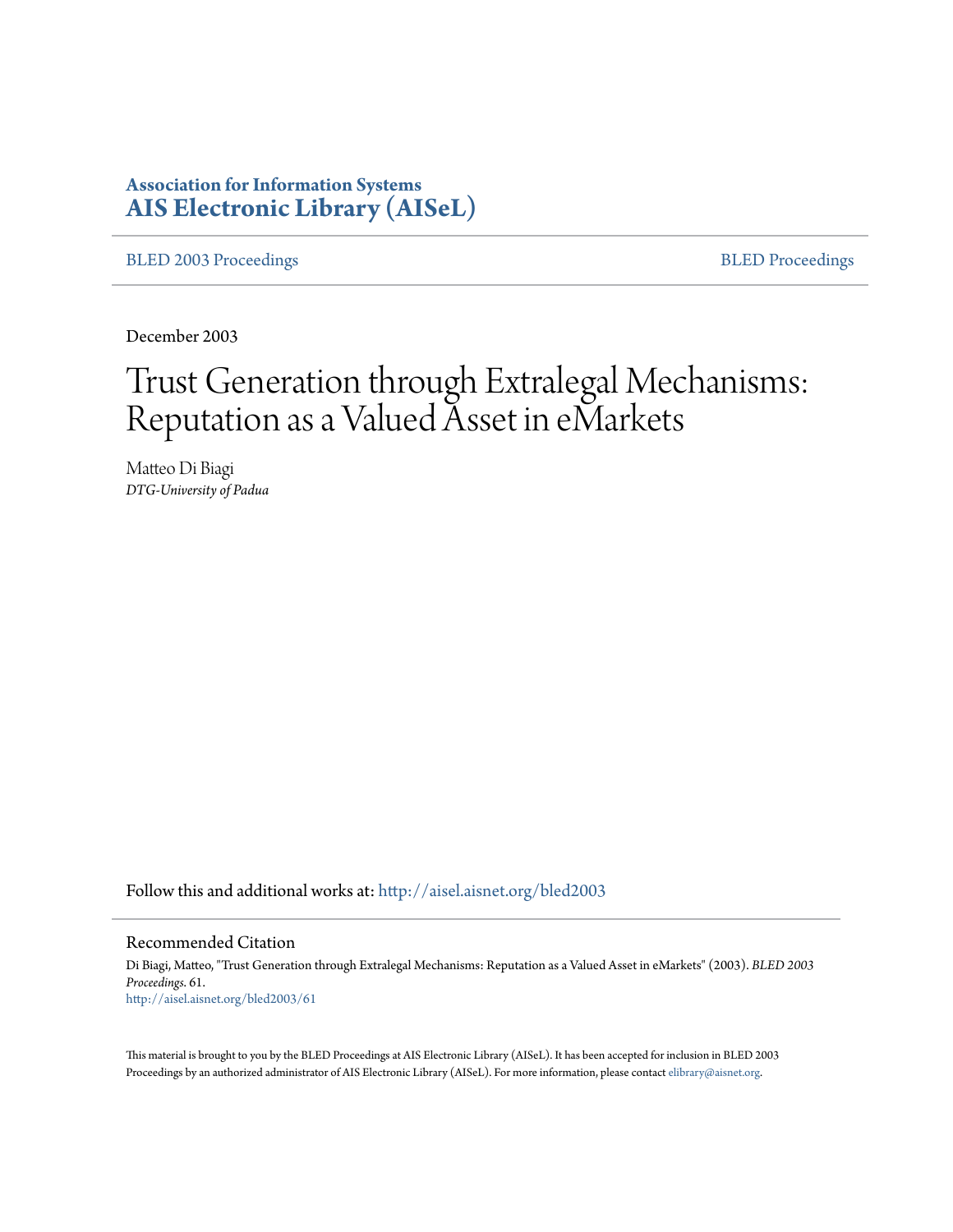**Association for Information Systems**
**AIS Electronic Library (AISeL)**

BLED 2003 Proceedings | BLED Proceedings

December 2003

# Trust Generation through Extralegal Mechanisms: Reputation as a Valued Asset in eMarkets

Matteo Di Biagi
*DTG-University of Padua*

Follow this and additional works at: http://aisel.aisnet.org/bled2003

## Recommended Citation

Di Biagi, Matteo, "Trust Generation through Extralegal Mechanisms: Reputation as a Valued Asset in eMarkets" (2003). *BLED 2003 Proceedings*. 61.
http://aisel.aisnet.org/bled2003/61

This material is brought to you by the BLED Proceedings at AIS Electronic Library (AISeL). It has been accepted for inclusion in BLED 2003 Proceedings by an authorized administrator of AIS Electronic Library (AISeL). For more information, please contact elibrary@aisnet.org.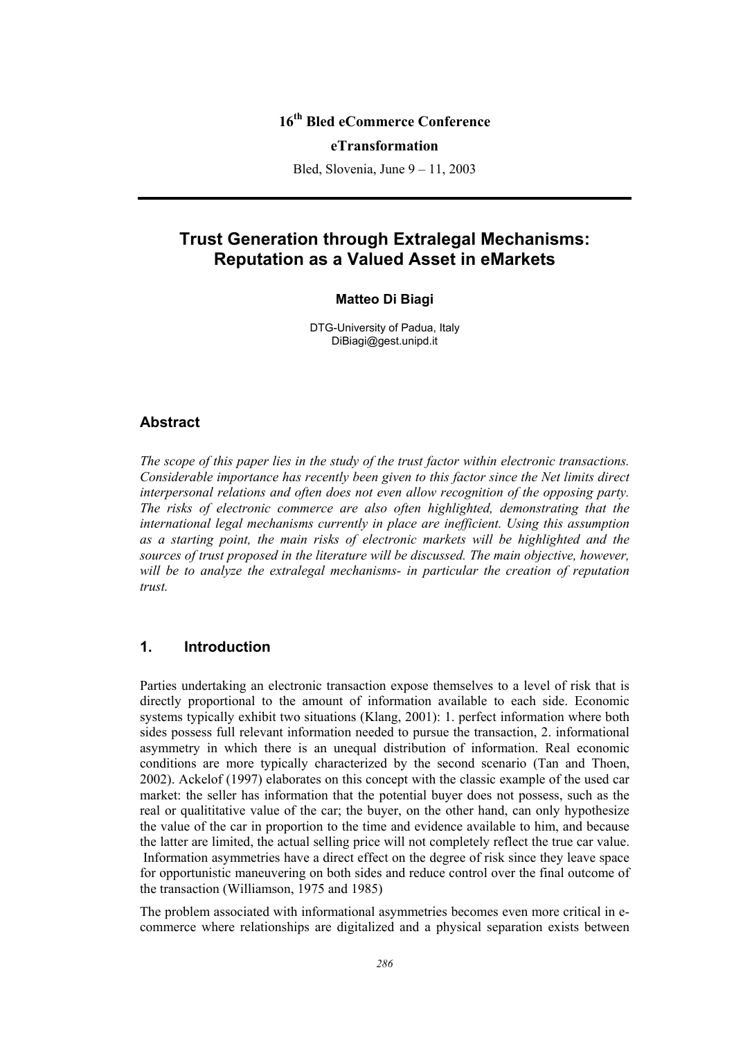16th Bled eCommerce Conference

**eTransformation**

Bled, Slovenia, June 9 – 11, 2003

---

# Trust Generation through Extralegal Mechanisms: Reputation as a Valued Asset in eMarkets

**Matteo Di Biagi**

DTG-University of Padua, Italy
DiBiagi@gest.unipd.it

## Abstract

*The scope of this paper lies in the study of the trust factor within electronic transactions. Considerable importance has recently been given to this factor since the Net limits direct interpersonal relations and often does not even allow recognition of the opposing party. The risks of electronic commerce are also often highlighted, demonstrating that the international legal mechanisms currently in place are inefficient. Using this assumption as a starting point, the main risks of electronic markets will be highlighted and the sources of trust proposed in the literature will be discussed. The main objective, however, will be to analyze the extralegal mechanisms- in particular the creation of reputation trust.*

## 1. Introduction

Parties undertaking an electronic transaction expose themselves to a level of risk that is directly proportional to the amount of information available to each side. Economic systems typically exhibit two situations (Klang, 2001): 1. perfect information where both sides possess full relevant information needed to pursue the transaction, 2. informational asymmetry in which there is an unequal distribution of information. Real economic conditions are more typically characterized by the second scenario (Tan and Thoen, 2002). Ackelof (1997) elaborates on this concept with the classic example of the used car market: the seller has information that the potential buyer does not possess, such as the real or qualititative value of the car; the buyer, on the other hand, can only hypothesize the value of the car in proportion to the time and evidence available to him, and because the latter are limited, the actual selling price will not completely reflect the true car value. Information asymmetries have a direct effect on the degree of risk since they leave space for opportunistic maneuvering on both sides and reduce control over the final outcome of the transaction (Williamson, 1975 and 1985)

The problem associated with informational asymmetries becomes even more critical in e-commerce where relationships are digitalized and a physical separation exists between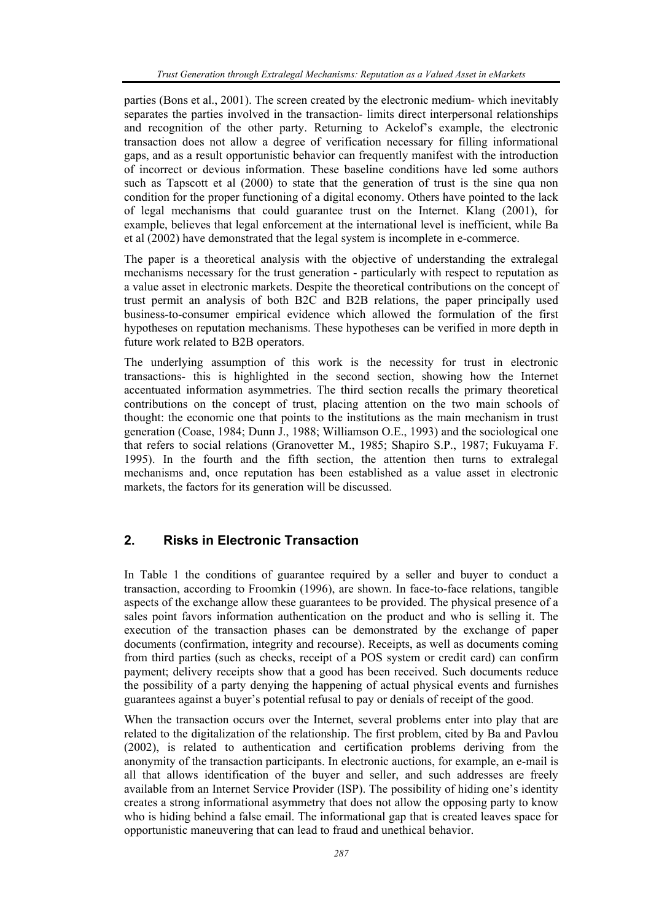parties (Bons et al., 2001). The screen created by the electronic medium- which inevitably separates the parties involved in the transaction- limits direct interpersonal relationships and recognition of the other party. Returning to Ackelof's example, the electronic transaction does not allow a degree of verification necessary for filling informational gaps, and as a result opportunistic behavior can frequently manifest with the introduction of incorrect or devious information. These baseline conditions have led some authors such as Tapscott et al (2000) to state that the generation of trust is the sine qua non condition for the proper functioning of a digital economy. Others have pointed to the lack of legal mechanisms that could guarantee trust on the Internet. Klang (2001), for example, believes that legal enforcement at the international level is inefficient, while Ba et al (2002) have demonstrated that the legal system is incomplete in e-commerce.

The paper is a theoretical analysis with the objective of understanding the extralegal mechanisms necessary for the trust generation - particularly with respect to reputation as a value asset in electronic markets. Despite the theoretical contributions on the concept of trust permit an analysis of both B2C and B2B relations, the paper principally used business-to-consumer empirical evidence which allowed the formulation of the first hypotheses on reputation mechanisms. These hypotheses can be verified in more depth in future work related to B2B operators.

The underlying assumption of this work is the necessity for trust in electronic transactions- this is highlighted in the second section, showing how the Internet accentuated information asymmetries. The third section recalls the primary theoretical contributions on the concept of trust, placing attention on the two main schools of thought: the economic one that points to the institutions as the main mechanism in trust generation (Coase, 1984; Dunn J., 1988; Williamson O.E., 1993) and the sociological one that refers to social relations (Granovetter M., 1985; Shapiro S.P., 1987; Fukuyama F. 1995). In the fourth and the fifth section, the attention then turns to extralegal mechanisms and, once reputation has been established as a value asset in electronic markets, the factors for its generation will be discussed.

## 2. Risks in Electronic Transaction

In Table 1 the conditions of guarantee required by a seller and buyer to conduct a transaction, according to Froomkin (1996), are shown. In face-to-face relations, tangible aspects of the exchange allow these guarantees to be provided. The physical presence of a sales point favors information authentication on the product and who is selling it. The execution of the transaction phases can be demonstrated by the exchange of paper documents (confirmation, integrity and recourse). Receipts, as well as documents coming from third parties (such as checks, receipt of a POS system or credit card) can confirm payment; delivery receipts show that a good has been received. Such documents reduce the possibility of a party denying the happening of actual physical events and furnishes guarantees against a buyer's potential refusal to pay or denials of receipt of the good.

When the transaction occurs over the Internet, several problems enter into play that are related to the digitalization of the relationship. The first problem, cited by Ba and Pavlou (2002), is related to authentication and certification problems deriving from the anonymity of the transaction participants. In electronic auctions, for example, an e-mail is all that allows identification of the buyer and seller, and such addresses are freely available from an Internet Service Provider (ISP). The possibility of hiding one's identity creates a strong informational asymmetry that does not allow the opposing party to know who is hiding behind a false email. The informational gap that is created leaves space for opportunistic maneuvering that can lead to fraud and unethical behavior.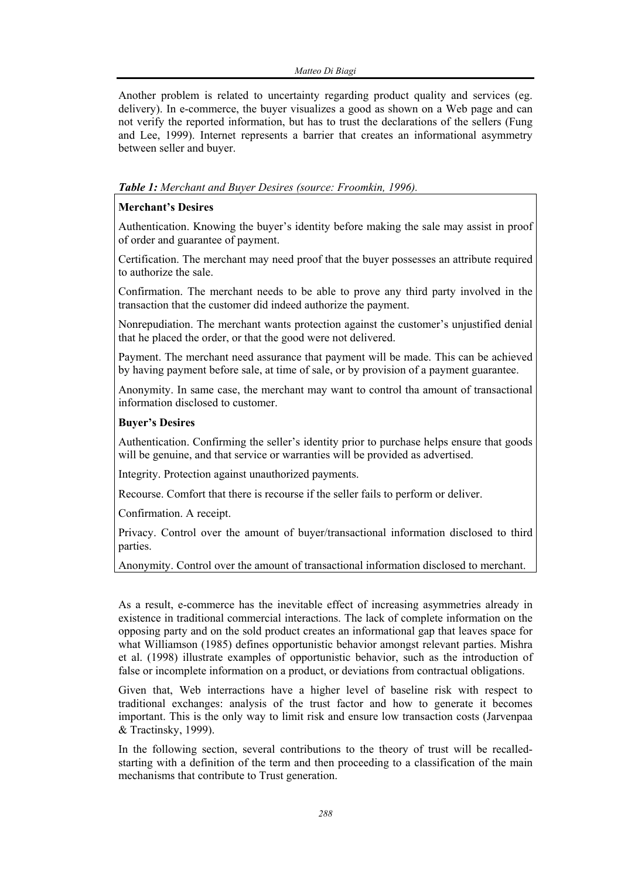Another problem is related to uncertainty regarding product quality and services (eg. delivery). In e-commerce, the buyer visualizes a good as shown on a Web page and can not verify the reported information, but has to trust the declarations of the sellers (Fung and Lee, 1999). Internet represents a barrier that creates an informational asymmetry between seller and buyer.

***Table 1:*** *Merchant and Buyer Desires (source: Froomkin, 1996).*

**Merchant's Desires**

Authentication. Knowing the buyer's identity before making the sale may assist in proof of order and guarantee of payment.

Certification. The merchant may need proof that the buyer possesses an attribute required to authorize the sale.

Confirmation. The merchant needs to be able to prove any third party involved in the transaction that the customer did indeed authorize the payment.

Nonrepudiation. The merchant wants protection against the customer's unjustified denial that he placed the order, or that the good were not delivered.

Payment. The merchant need assurance that payment will be made. This can be achieved by having payment before sale, at time of sale, or by provision of a payment guarantee.

Anonymity. In same case, the merchant may want to control tha amount of transactional information disclosed to customer.

**Buyer's Desires**

Authentication. Confirming the seller's identity prior to purchase helps ensure that goods will be genuine, and that service or warranties will be provided as advertised.

Integrity. Protection against unauthorized payments.

Recourse. Comfort that there is recourse if the seller fails to perform or deliver.

Confirmation. A receipt.

Privacy. Control over the amount of buyer/transactional information disclosed to third parties.

Anonymity. Control over the amount of transactional information disclosed to merchant.

As a result, e-commerce has the inevitable effect of increasing asymmetries already in existence in traditional commercial interactions. The lack of complete information on the opposing party and on the sold product creates an informational gap that leaves space for what Williamson (1985) defines opportunistic behavior amongst relevant parties. Mishra et al. (1998) illustrate examples of opportunistic behavior, such as the introduction of false or incomplete information on a product, or deviations from contractual obligations.

Given that, Web interractions have a higher level of baseline risk with respect to traditional exchanges: analysis of the trust factor and how to generate it becomes important. This is the only way to limit risk and ensure low transaction costs (Jarvenpaa & Tractinsky, 1999).

In the following section, several contributions to the theory of trust will be recalled- starting with a definition of the term and then proceeding to a classification of the main mechanisms that contribute to Trust generation.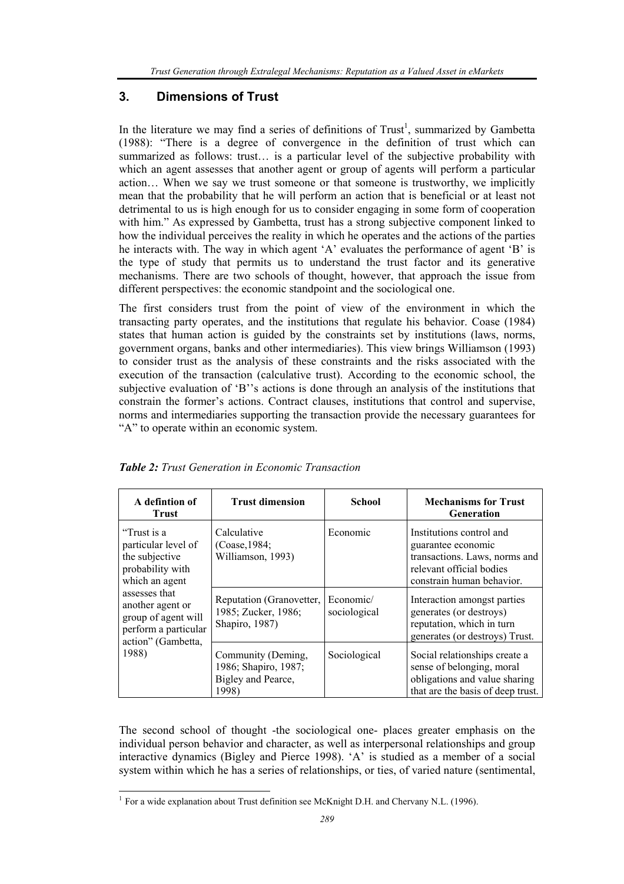## 3. Dimensions of Trust

In the literature we may find a series of definitions of Trust[1], summarized by Gambetta (1988): "There is a degree of convergence in the definition of trust which can summarized as follows: trust… is a particular level of the subjective probability with which an agent assesses that another agent or group of agents will perform a particular action… When we say we trust someone or that someone is trustworthy, we implicitly mean that the probability that he will perform an action that is beneficial or at least not detrimental to us is high enough for us to consider engaging in some form of cooperation with him." As expressed by Gambetta, trust has a strong subjective component linked to how the individual perceives the reality in which he operates and the actions of the parties he interacts with. The way in which 'A' evaluates the performance of agent 'B' is the type of study that permits us to understand the trust factor and its generative mechanisms. There are two schools of thought, however, that approach the issue from different perspectives: the economic standpoint and the sociological one.

The first considers trust from the point of view of the environment in which the transacting party operates, and the institutions that regulate his behavior. Coase (1984) states that human action is guided by the constraints set by institutions (laws, norms, government organs, banks and other intermediaries). This view brings Williamson (1993) to consider trust as the analysis of these constraints and the risks associated with the execution of the transaction (calculative trust). According to the economic school, the subjective evaluation of 'B''s actions is done through an analysis of the institutions that constrain the former's actions. Contract clauses, institutions that control and supervise, norms and intermediaries supporting the transaction provide the necessary guarantees for "A" to operate within an economic system.

***Table 2:** Trust Generation in Economic Transaction*

| A defintion of Trust | Trust dimension | School | Mechanisms for Trust Generation |
|---|---|---|---|
| "Trust is a particular level of the subjective probability with which an agent assesses that another agent or group of agent will perform a particular action" (Gambetta, 1988) | Calculative (Coase,1984; Williamson, 1993) | Economic | Institutions control and guarantee economic transactions. Laws, norms and relevant official bodies constrain human behavior. |
| | Reputation (Granovetter, 1985; Zucker, 1986; Shapiro, 1987) | Economic/ sociological | Interaction amongst parties generates (or destroys) reputation, which in turn generates (or destroys) Trust. |
| | Community (Deming, 1986; Shapiro, 1987; Bigley and Pearce, 1998) | Sociological | Social relationships create a sense of belonging, moral obligations and value sharing that are the basis of deep trust. |

The second school of thought -the sociological one- places greater emphasis on the individual person behavior and character, as well as interpersonal relationships and group interactive dynamics (Bigley and Pierce 1998). 'A' is studied as a member of a social system within which he has a series of relationships, or ties, of varied nature (sentimental,

[1] For a wide explanation about Trust definition see McKnight D.H. and Chervany N.L. (1996).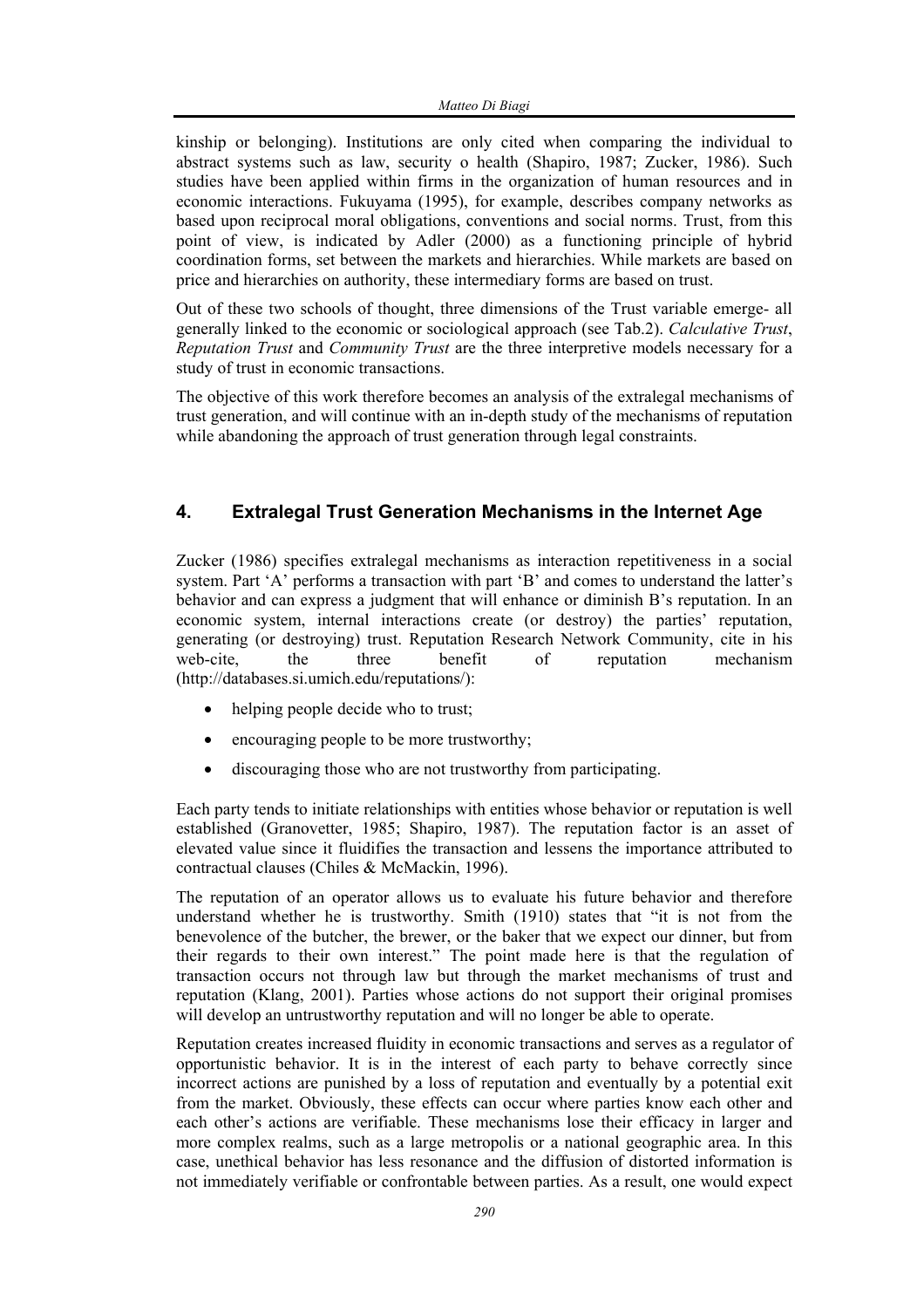kinship or belonging). Institutions are only cited when comparing the individual to abstract systems such as law, security o health (Shapiro, 1987; Zucker, 1986). Such studies have been applied within firms in the organization of human resources and in economic interactions. Fukuyama (1995), for example, describes company networks as based upon reciprocal moral obligations, conventions and social norms. Trust, from this point of view, is indicated by Adler (2000) as a functioning principle of hybrid coordination forms, set between the markets and hierarchies. While markets are based on price and hierarchies on authority, these intermediary forms are based on trust.

Out of these two schools of thought, three dimensions of the Trust variable emerge- all generally linked to the economic or sociological approach (see Tab.2). *Calculative Trust*, *Reputation Trust* and *Community Trust* are the three interpretive models necessary for a study of trust in economic transactions.

The objective of this work therefore becomes an analysis of the extralegal mechanisms of trust generation, and will continue with an in-depth study of the mechanisms of reputation while abandoning the approach of trust generation through legal constraints.

## 4. Extralegal Trust Generation Mechanisms in the Internet Age

Zucker (1986) specifies extralegal mechanisms as interaction repetitiveness in a social system. Part 'A' performs a transaction with part 'B' and comes to understand the latter's behavior and can express a judgment that will enhance or diminish B's reputation. In an economic system, internal interactions create (or destroy) the parties' reputation, generating (or destroying) trust. Reputation Research Network Community, cite in his web-cite, the three benefit of reputation mechanism (http://databases.si.umich.edu/reputations/):

- helping people decide who to trust;
- encouraging people to be more trustworthy;
- discouraging those who are not trustworthy from participating.

Each party tends to initiate relationships with entities whose behavior or reputation is well established (Granovetter, 1985; Shapiro, 1987). The reputation factor is an asset of elevated value since it fluidifies the transaction and lessens the importance attributed to contractual clauses (Chiles & McMackin, 1996).

The reputation of an operator allows us to evaluate his future behavior and therefore understand whether he is trustworthy. Smith (1910) states that "it is not from the benevolence of the butcher, the brewer, or the baker that we expect our dinner, but from their regards to their own interest." The point made here is that the regulation of transaction occurs not through law but through the market mechanisms of trust and reputation (Klang, 2001). Parties whose actions do not support their original promises will develop an untrustworthy reputation and will no longer be able to operate.

Reputation creates increased fluidity in economic transactions and serves as a regulator of opportunistic behavior. It is in the interest of each party to behave correctly since incorrect actions are punished by a loss of reputation and eventually by a potential exit from the market. Obviously, these effects can occur where parties know each other and each other's actions are verifiable. These mechanisms lose their efficacy in larger and more complex realms, such as a large metropolis or a national geographic area. In this case, unethical behavior has less resonance and the diffusion of distorted information is not immediately verifiable or confrontable between parties. As a result, one would expect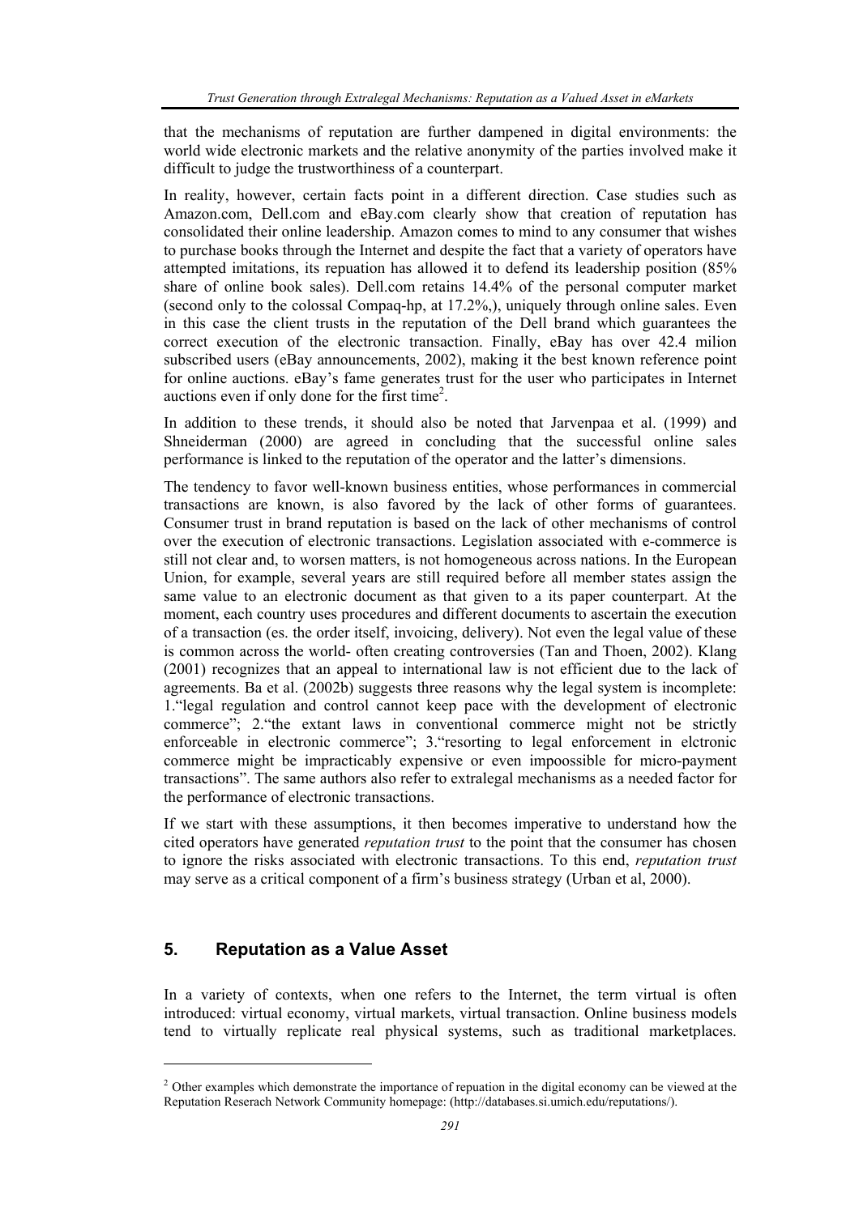that the mechanisms of reputation are further dampened in digital environments: the world wide electronic markets and the relative anonymity of the parties involved make it difficult to judge the trustworthiness of a counterpart.

In reality, however, certain facts point in a different direction. Case studies such as Amazon.com, Dell.com and eBay.com clearly show that creation of reputation has consolidated their online leadership. Amazon comes to mind to any consumer that wishes to purchase books through the Internet and despite the fact that a variety of operators have attempted imitations, its repuation has allowed it to defend its leadership position (85% share of online book sales). Dell.com retains 14.4% of the personal computer market (second only to the colossal Compaq-hp, at 17.2%,), uniquely through online sales. Even in this case the client trusts in the reputation of the Dell brand which guarantees the correct execution of the electronic transaction. Finally, eBay has over 42.4 milion subscribed users (eBay announcements, 2002), making it the best known reference point for online auctions. eBay's fame generates trust for the user who participates in Internet auctions even if only done for the first time[2].

In addition to these trends, it should also be noted that Jarvenpaa et al. (1999) and Shneiderman (2000) are agreed in concluding that the successful online sales performance is linked to the reputation of the operator and the latter's dimensions.

The tendency to favor well-known business entities, whose performances in commercial transactions are known, is also favored by the lack of other forms of guarantees. Consumer trust in brand reputation is based on the lack of other mechanisms of control over the execution of electronic transactions. Legislation associated with e-commerce is still not clear and, to worsen matters, is not homogeneous across nations. In the European Union, for example, several years are still required before all member states assign the same value to an electronic document as that given to a its paper counterpart. At the moment, each country uses procedures and different documents to ascertain the execution of a transaction (es. the order itself, invoicing, delivery). Not even the legal value of these is common across the world- often creating controversies (Tan and Thoen, 2002). Klang (2001) recognizes that an appeal to international law is not efficient due to the lack of agreements. Ba et al. (2002b) suggests three reasons why the legal system is incomplete: 1."legal regulation and control cannot keep pace with the development of electronic commerce"; 2."the extant laws in conventional commerce might not be strictly enforceable in electronic commerce"; 3."resorting to legal enforcement in elctronic commerce might be impracticably expensive or even impoossible for micro-payment transactions". The same authors also refer to extralegal mechanisms as a needed factor for the performance of electronic transactions.

If we start with these assumptions, it then becomes imperative to understand how the cited operators have generated *reputation trust* to the point that the consumer has chosen to ignore the risks associated with electronic transactions. To this end, *reputation trust* may serve as a critical component of a firm's business strategy (Urban et al, 2000).

## 5. Reputation as a Value Asset

In a variety of contexts, when one refers to the Internet, the term virtual is often introduced: virtual economy, virtual markets, virtual transaction. Online business models tend to virtually replicate real physical systems, such as traditional marketplaces.

---

[2] Other examples which demonstrate the importance of repuation in the digital economy can be viewed at the Reputation Reserach Network Community homepage: (http://databases.si.umich.edu/reputations/).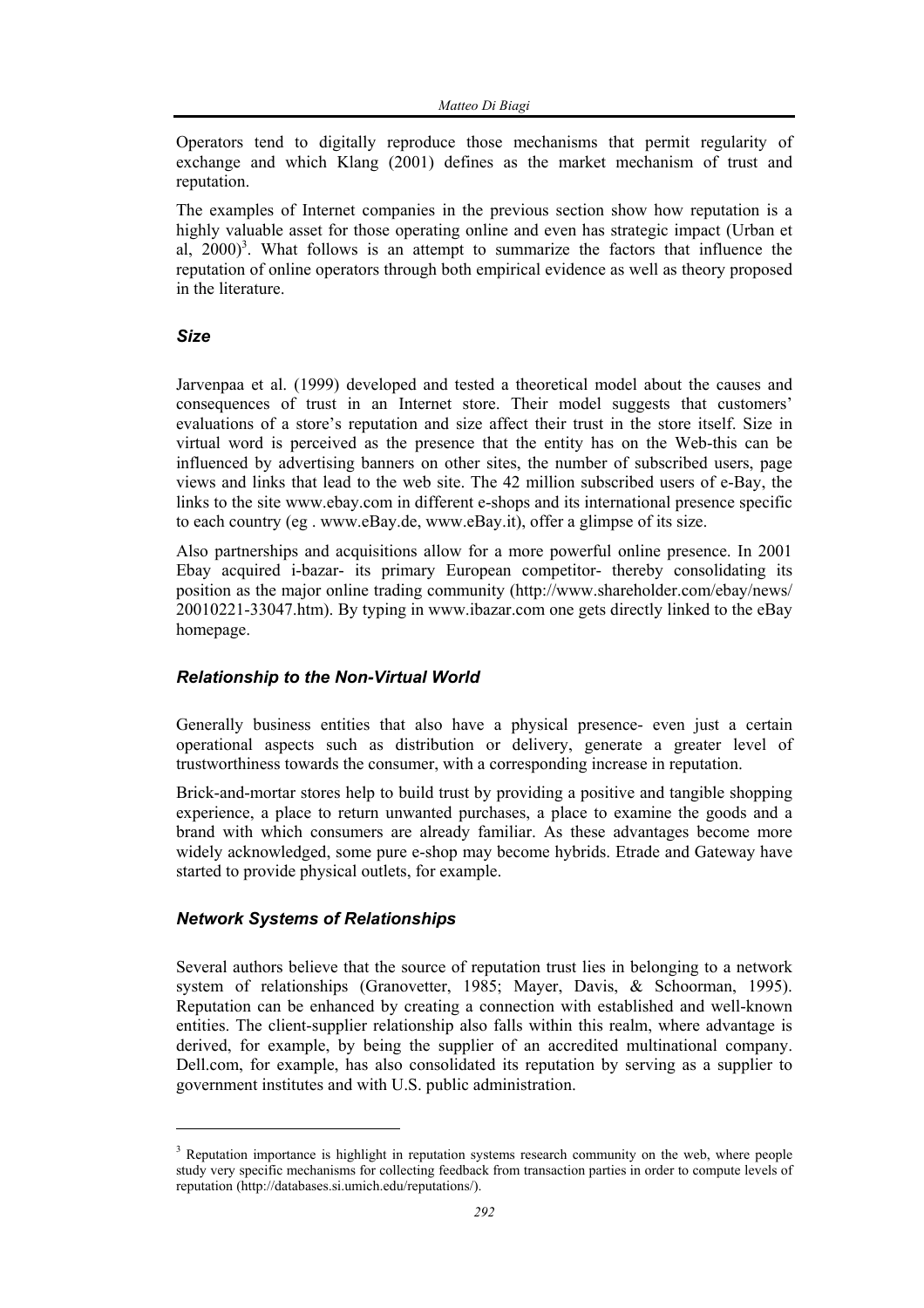Operators tend to digitally reproduce those mechanisms that permit regularity of exchange and which Klang (2001) defines as the market mechanism of trust and reputation.

The examples of Internet companies in the previous section show how reputation is a highly valuable asset for those operating online and even has strategic impact (Urban et al, 2000)[3]. What follows is an attempt to summarize the factors that influence the reputation of online operators through both empirical evidence as well as theory proposed in the literature.

### *Size*

Jarvenpaa et al. (1999) developed and tested a theoretical model about the causes and consequences of trust in an Internet store. Their model suggests that customers' evaluations of a store's reputation and size affect their trust in the store itself. Size in virtual word is perceived as the presence that the entity has on the Web-this can be influenced by advertising banners on other sites, the number of subscribed users, page views and links that lead to the web site. The 42 million subscribed users of e-Bay, the links to the site www.ebay.com in different e-shops and its international presence specific to each country (eg . www.eBay.de, www.eBay.it), offer a glimpse of its size.

Also partnerships and acquisitions allow for a more powerful online presence. In 2001 Ebay acquired i-bazar- its primary European competitor- thereby consolidating its position as the major online trading community (http://www.shareholder.com/ebay/news/20010221-33047.htm). By typing in www.ibazar.com one gets directly linked to the eBay homepage.

### *Relationship to the Non-Virtual World*

Generally business entities that also have a physical presence- even just a certain operational aspects such as distribution or delivery, generate a greater level of trustworthiness towards the consumer, with a corresponding increase in reputation.

Brick-and-mortar stores help to build trust by providing a positive and tangible shopping experience, a place to return unwanted purchases, a place to examine the goods and a brand with which consumers are already familiar. As these advantages become more widely acknowledged, some pure e-shop may become hybrids. Etrade and Gateway have started to provide physical outlets, for example.

### *Network Systems of Relationships*

Several authors believe that the source of reputation trust lies in belonging to a network system of relationships (Granovetter, 1985; Mayer, Davis, & Schoorman, 1995). Reputation can be enhanced by creating a connection with established and well-known entities. The client-supplier relationship also falls within this realm, where advantage is derived, for example, by being the supplier of an accredited multinational company. Dell.com, for example, has also consolidated its reputation by serving as a supplier to government institutes and with U.S. public administration.

---

[3] Reputation importance is highlight in reputation systems research community on the web, where people study very specific mechanisms for collecting feedback from transaction parties in order to compute levels of reputation (http://databases.si.umich.edu/reputations/).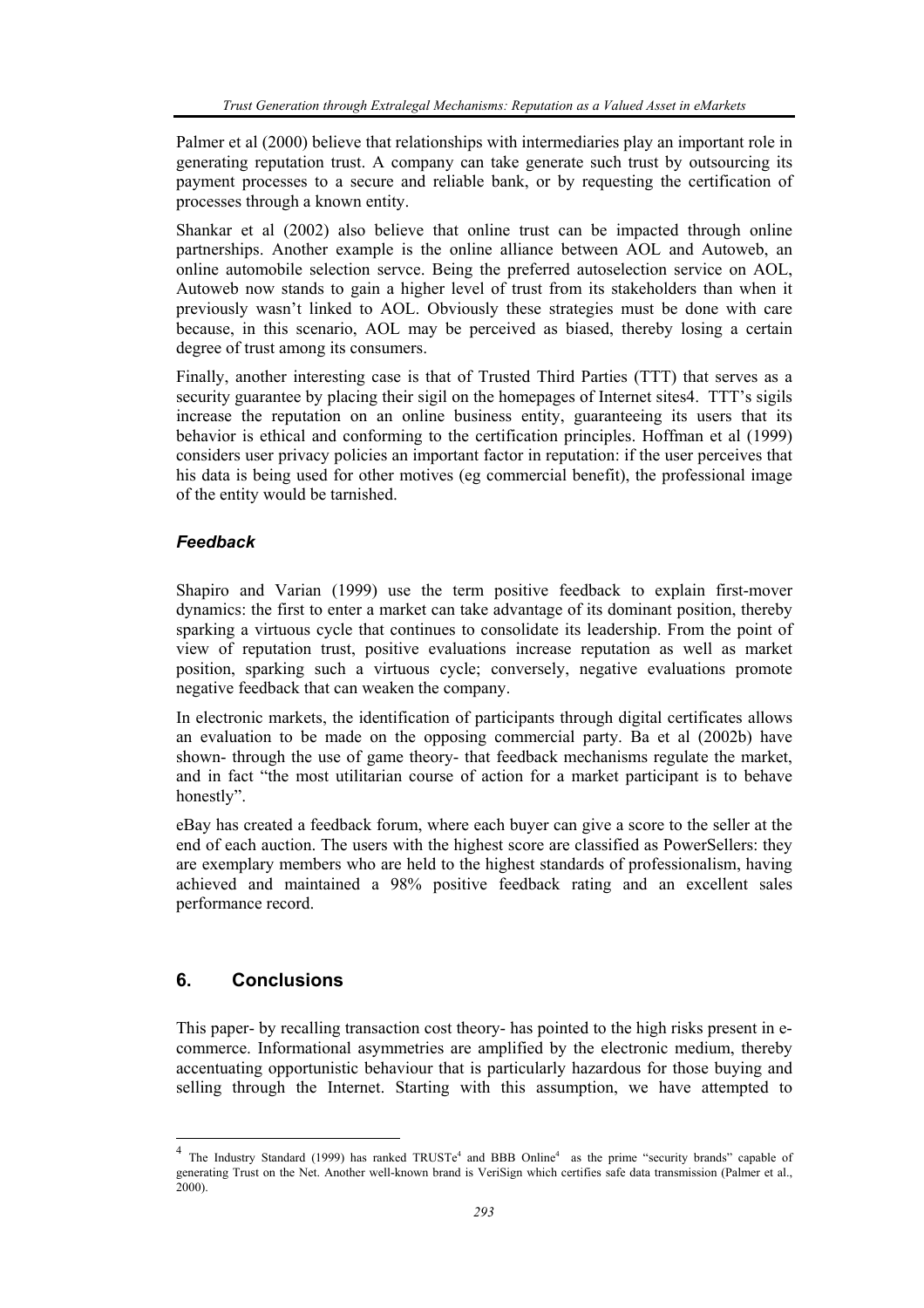Palmer et al (2000) believe that relationships with intermediaries play an important role in generating reputation trust. A company can take generate such trust by outsourcing its payment processes to a secure and reliable bank, or by requesting the certification of processes through a known entity.

Shankar et al (2002) also believe that online trust can be impacted through online partnerships. Another example is the online alliance between AOL and Autoweb, an online automobile selection servce. Being the preferred autoselection service on AOL, Autoweb now stands to gain a higher level of trust from its stakeholders than when it previously wasn't linked to AOL. Obviously these strategies must be done with care because, in this scenario, AOL may be perceived as biased, thereby losing a certain degree of trust among its consumers.

Finally, another interesting case is that of Trusted Third Parties (TTT) that serves as a security guarantee by placing their sigil on the homepages of Internet sites4. TTT's sigils increase the reputation on an online business entity, guaranteeing its users that its behavior is ethical and conforming to the certification principles. Hoffman et al (1999) considers user privacy policies an important factor in reputation: if the user perceives that his data is being used for other motives (eg commercial benefit), the professional image of the entity would be tarnished.

### *Feedback*

Shapiro and Varian (1999) use the term positive feedback to explain first-mover dynamics: the first to enter a market can take advantage of its dominant position, thereby sparking a virtuous cycle that continues to consolidate its leadership. From the point of view of reputation trust, positive evaluations increase reputation as well as market position, sparking such a virtuous cycle; conversely, negative evaluations promote negative feedback that can weaken the company.

In electronic markets, the identification of participants through digital certificates allows an evaluation to be made on the opposing commercial party. Ba et al (2002b) have shown- through the use of game theory- that feedback mechanisms regulate the market, and in fact "the most utilitarian course of action for a market participant is to behave honestly".

eBay has created a feedback forum, where each buyer can give a score to the seller at the end of each auction. The users with the highest score are classified as PowerSellers: they are exemplary members who are held to the highest standards of professionalism, having achieved and maintained a 98% positive feedback rating and an excellent sales performance record.

## 6. Conclusions

This paper- by recalling transaction cost theory- has pointed to the high risks present in e-commerce. Informational asymmetries are amplified by the electronic medium, thereby accentuating opportunistic behaviour that is particularly hazardous for those buying and selling through the Internet. Starting with this assumption, we have attempted to

---

[4] The Industry Standard (1999) has ranked TRUSTe[4] and BBB Online[4] as the prime "security brands" capable of generating Trust on the Net. Another well-known brand is VeriSign which certifies safe data transmission (Palmer et al., 2000).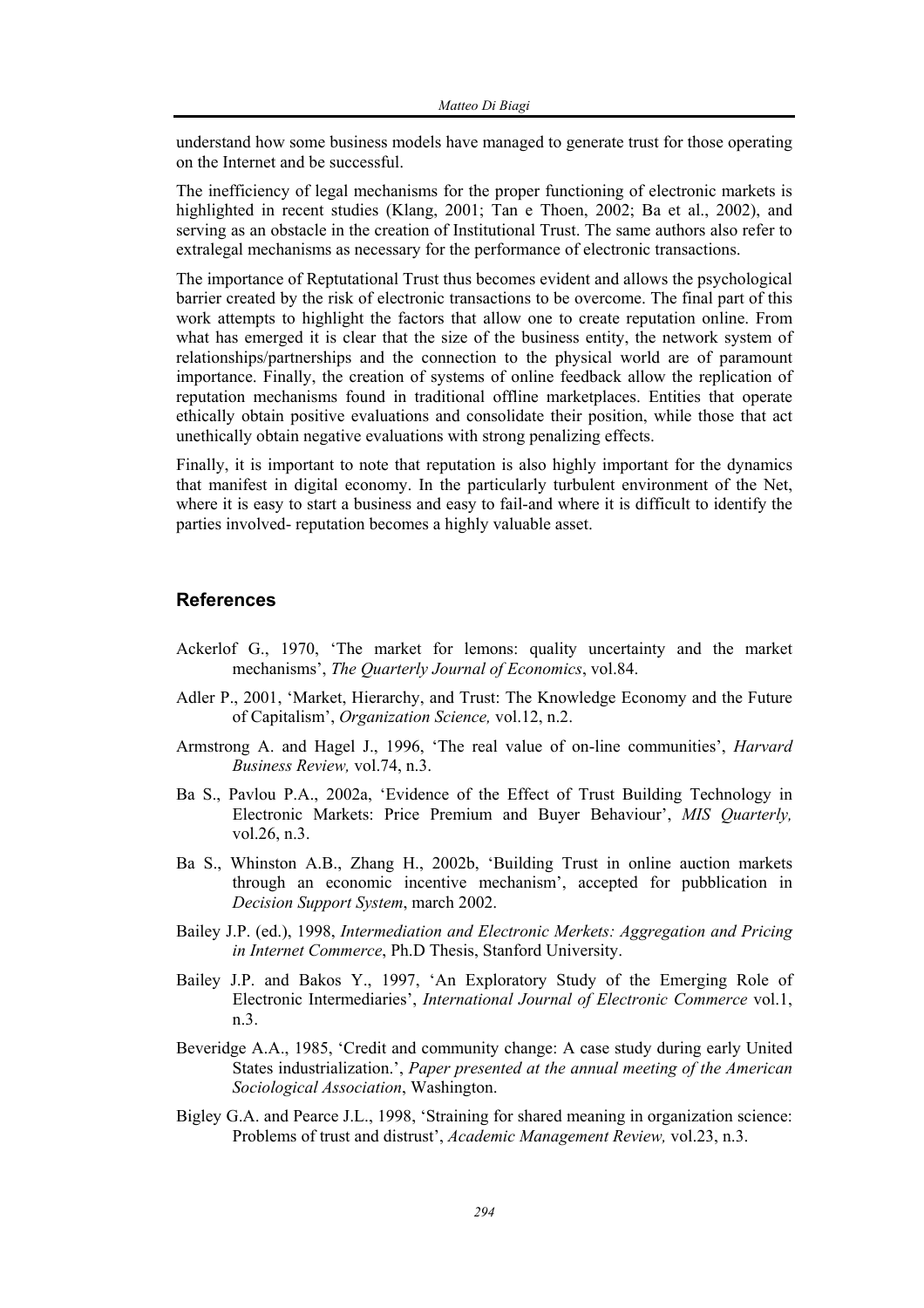understand how some business models have managed to generate trust for those operating on the Internet and be successful.

The inefficiency of legal mechanisms for the proper functioning of electronic markets is highlighted in recent studies (Klang, 2001; Tan e Thoen, 2002; Ba et al., 2002), and serving as an obstacle in the creation of Institutional Trust. The same authors also refer to extralegal mechanisms as necessary for the performance of electronic transactions.

The importance of Reptutational Trust thus becomes evident and allows the psychological barrier created by the risk of electronic transactions to be overcome. The final part of this work attempts to highlight the factors that allow one to create reputation online. From what has emerged it is clear that the size of the business entity, the network system of relationships/partnerships and the connection to the physical world are of paramount importance. Finally, the creation of systems of online feedback allow the replication of reputation mechanisms found in traditional offline marketplaces. Entities that operate ethically obtain positive evaluations and consolidate their position, while those that act unethically obtain negative evaluations with strong penalizing effects.

Finally, it is important to note that reputation is also highly important for the dynamics that manifest in digital economy. In the particularly turbulent environment of the Net, where it is easy to start a business and easy to fail-and where it is difficult to identify the parties involved- reputation becomes a highly valuable asset.

## References

Ackerlof G., 1970, 'The market for lemons: quality uncertainty and the market mechanisms', *The Quarterly Journal of Economics*, vol.84.

Adler P., 2001, 'Market, Hierarchy, and Trust: The Knowledge Economy and the Future of Capitalism', *Organization Science,* vol.12, n.2.

Armstrong A. and Hagel J., 1996, 'The real value of on-line communities', *Harvard Business Review,* vol.74, n.3.

Ba S., Pavlou P.A., 2002a, 'Evidence of the Effect of Trust Building Technology in Electronic Markets: Price Premium and Buyer Behaviour', *MIS Quarterly,* vol.26, n.3.

Ba S., Whinston A.B., Zhang H., 2002b, 'Building Trust in online auction markets through an economic incentive mechanism', accepted for pubblication in *Decision Support System*, march 2002.

Bailey J.P. (ed.), 1998, *Intermediation and Electronic Merkets: Aggregation and Pricing in Internet Commerce*, Ph.D Thesis, Stanford University.

Bailey J.P. and Bakos Y., 1997, 'An Exploratory Study of the Emerging Role of Electronic Intermediaries', *International Journal of Electronic Commerce* vol.1, n.3.

Beveridge A.A., 1985, 'Credit and community change: A case study during early United States industrialization.', *Paper presented at the annual meeting of the American Sociological Association*, Washington.

Bigley G.A. and Pearce J.L., 1998, 'Straining for shared meaning in organization science: Problems of trust and distrust', *Academic Management Review,* vol.23, n.3.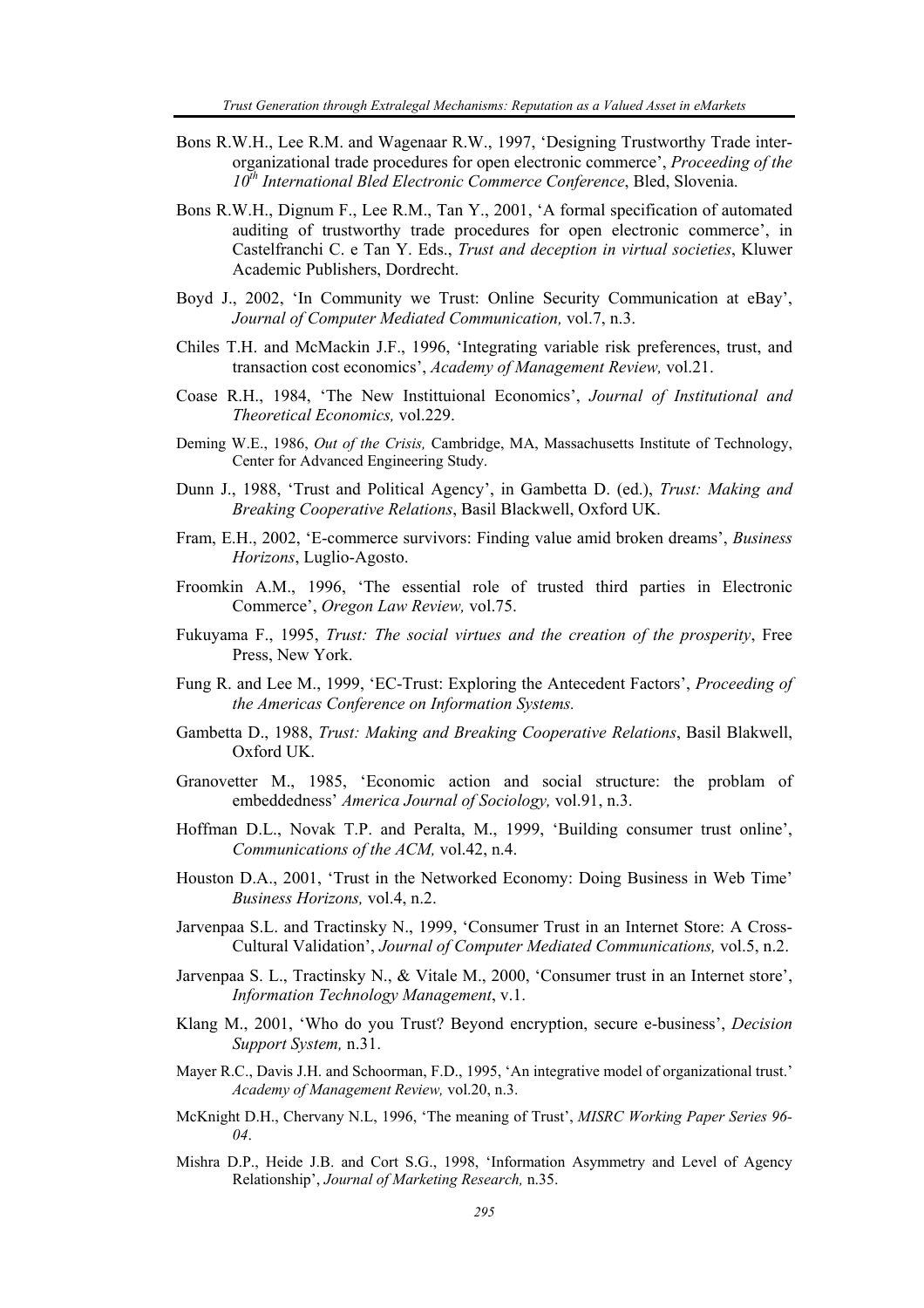Bons R.W.H., Lee R.M. and Wagenaar R.W., 1997, 'Designing Trustworthy Trade inter-organizational trade procedures for open electronic commerce', *Proceeding of the 10th International Bled Electronic Commerce Conference*, Bled, Slovenia.

Bons R.W.H., Dignum F., Lee R.M., Tan Y., 2001, 'A formal specification of automated auditing of trustworthy trade procedures for open electronic commerce', in Castelfranchi C. e Tan Y. Eds., *Trust and deception in virtual societies*, Kluwer Academic Publishers, Dordrecht.

Boyd J., 2002, 'In Community we Trust: Online Security Communication at eBay', *Journal of Computer Mediated Communication,* vol.7, n.3.

Chiles T.H. and McMackin J.F., 1996, 'Integrating variable risk preferences, trust, and transaction cost economics', *Academy of Management Review,* vol.21.

Coase R.H., 1984, 'The New Instittuional Economics', *Journal of Institutional and Theoretical Economics,* vol.229.

Deming W.E., 1986, *Out of the Crisis,* Cambridge, MA, Massachusetts Institute of Technology, Center for Advanced Engineering Study.

Dunn J., 1988, 'Trust and Political Agency', in Gambetta D. (ed.), *Trust: Making and Breaking Cooperative Relations*, Basil Blackwell, Oxford UK.

Fram, E.H., 2002, 'E-commerce survivors: Finding value amid broken dreams', *Business Horizons*, Luglio-Agosto.

Froomkin A.M., 1996, 'The essential role of trusted third parties in Electronic Commerce', *Oregon Law Review,* vol.75.

Fukuyama F., 1995, *Trust: The social virtues and the creation of the prosperity*, Free Press, New York.

Fung R. and Lee M., 1999, 'EC-Trust: Exploring the Antecedent Factors', *Proceeding of the Americas Conference on Information Systems.*

Gambetta D., 1988, *Trust: Making and Breaking Cooperative Relations*, Basil Blakwell, Oxford UK.

Granovetter M., 1985, 'Economic action and social structure: the problam of embeddedness' *America Journal of Sociology,* vol.91, n.3.

Hoffman D.L., Novak T.P. and Peralta, M., 1999, 'Building consumer trust online', *Communications of the ACM,* vol.42, n.4.

Houston D.A., 2001, 'Trust in the Networked Economy: Doing Business in Web Time' *Business Horizons,* vol.4, n.2.

Jarvenpaa S.L. and Tractinsky N., 1999, 'Consumer Trust in an Internet Store: A Cross-Cultural Validation', *Journal of Computer Mediated Communications,* vol.5, n.2.

Jarvenpaa S. L., Tractinsky N., & Vitale M., 2000, 'Consumer trust in an Internet store', *Information Technology Management*, v.1.

Klang M., 2001, 'Who do you Trust? Beyond encryption, secure e-business', *Decision Support System,* n.31.

Mayer R.C., Davis J.H. and Schoorman, F.D., 1995, 'An integrative model of organizational trust.' *Academy of Management Review,* vol.20, n.3.

McKnight D.H., Chervany N.L, 1996, 'The meaning of Trust', *MISRC Working Paper Series 96-04*.

Mishra D.P., Heide J.B. and Cort S.G., 1998, 'Information Asymmetry and Level of Agency Relationship', *Journal of Marketing Research,* n.35.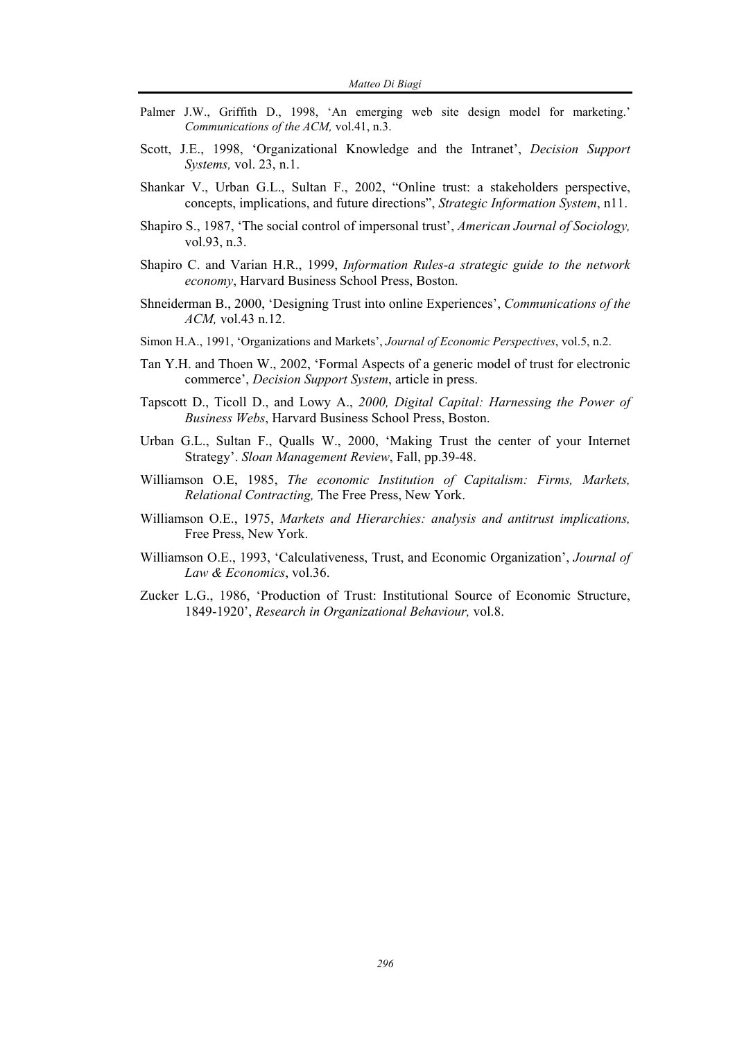Palmer J.W., Griffith D., 1998, 'An emerging web site design model for marketing.' *Communications of the ACM,* vol.41, n.3.

Scott, J.E., 1998, 'Organizational Knowledge and the Intranet', *Decision Support Systems,* vol. 23, n.1.

Shankar V., Urban G.L., Sultan F., 2002, "Online trust: a stakeholders perspective, concepts, implications, and future directions", *Strategic Information System*, n11.

Shapiro S., 1987, 'The social control of impersonal trust', *American Journal of Sociology,* vol.93, n.3.

Shapiro C. and Varian H.R., 1999, *Information Rules-a strategic guide to the network economy*, Harvard Business School Press, Boston.

Shneiderman B., 2000, 'Designing Trust into online Experiences', *Communications of the ACM,* vol.43 n.12.

Simon H.A., 1991, 'Organizations and Markets', *Journal of Economic Perspectives*, vol.5, n.2.

Tan Y.H. and Thoen W., 2002, 'Formal Aspects of a generic model of trust for electronic commerce', *Decision Support System*, article in press.

Tapscott D., Ticoll D., and Lowy A., *2000, Digital Capital: Harnessing the Power of Business Webs*, Harvard Business School Press, Boston.

Urban G.L., Sultan F., Qualls W., 2000, 'Making Trust the center of your Internet Strategy'. *Sloan Management Review*, Fall, pp.39-48.

Williamson O.E, 1985, *The economic Institution of Capitalism: Firms, Markets, Relational Contracting,* The Free Press, New York.

Williamson O.E., 1975, *Markets and Hierarchies: analysis and antitrust implications,* Free Press, New York.

Williamson O.E., 1993, 'Calculativeness, Trust, and Economic Organization', *Journal of Law & Economics*, vol.36.

Zucker L.G., 1986, 'Production of Trust: Institutional Source of Economic Structure, 1849-1920', *Research in Organizational Behaviour,* vol.8.